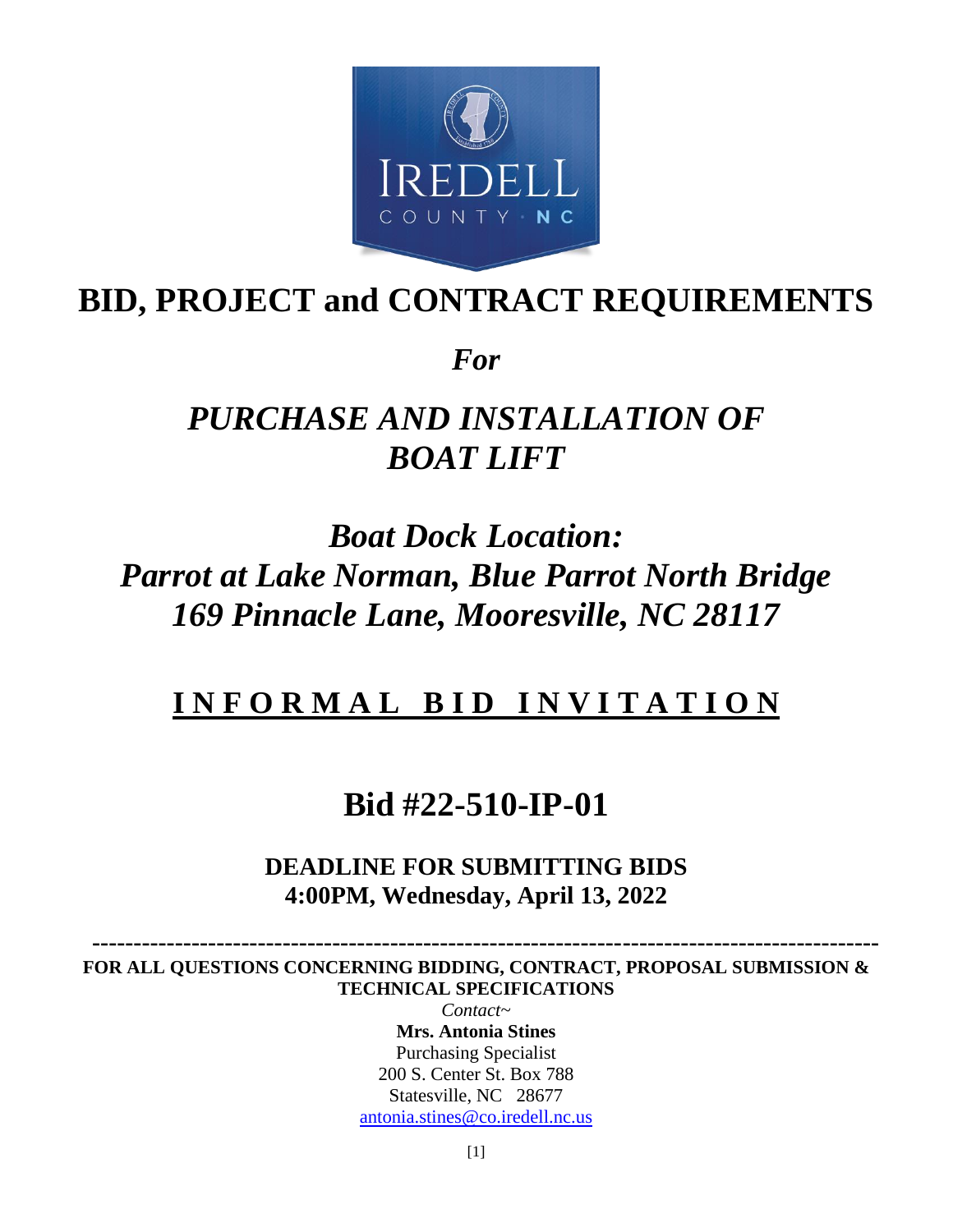# BID, PROJECT and CONTRACT REQUIREMENTS

*For*

## *PURCHASE AND INSTALLATION OF BOAT LIFT*

## *Boat Dock Location: Parrot at Lake Norman, Blue Parrot North Bridge 169 Pinnacle Lane, Mooresville, NC 28117*

## **INFORMAL BID INVITATION**

# Bid #22-510-IP-01

**DEADLINE FOR SUBMITTING BIDS**
**4:00PM, Wednesday, April 13, 2022**

---

**FOR ALL QUESTIONS CONCERNING BIDDING, CONTRACT, PROPOSAL SUBMISSION & TECHNICAL SPECIFICATIONS**

*Contact~*

**Mrs. Antonia Stines**
Purchasing Specialist
200 S. Center St. Box 788
Statesville, NC 28677
antonia.stines@co.iredell.nc.us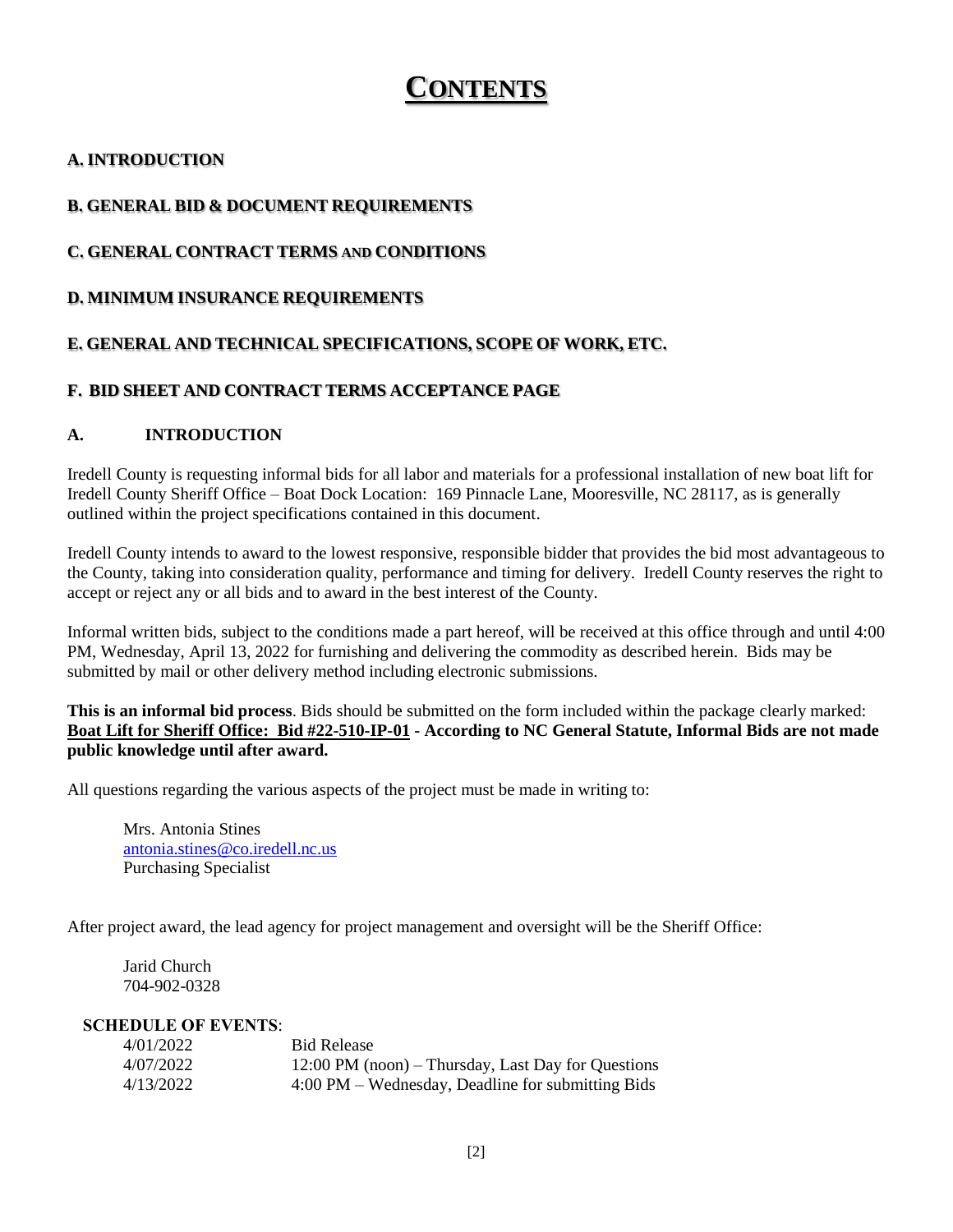# CONTENTS

**A. INTRODUCTION**

**B. GENERAL BID & DOCUMENT REQUIREMENTS**

**C. GENERAL CONTRACT TERMS AND CONDITIONS**

**D. MINIMUM INSURANCE REQUIREMENTS**

**E. GENERAL AND TECHNICAL SPECIFICATIONS, SCOPE OF WORK, ETC.**

**F. BID SHEET AND CONTRACT TERMS ACCEPTANCE PAGE**

## A. INTRODUCTION

Iredell County is requesting informal bids for all labor and materials for a professional installation of new boat lift for Iredell County Sheriff Office – Boat Dock Location: 169 Pinnacle Lane, Mooresville, NC 28117, as is generally outlined within the project specifications contained in this document.

Iredell County intends to award to the lowest responsive, responsible bidder that provides the bid most advantageous to the County, taking into consideration quality, performance and timing for delivery. Iredell County reserves the right to accept or reject any or all bids and to award in the best interest of the County.

Informal written bids, subject to the conditions made a part hereof, will be received at this office through and until 4:00 PM, Wednesday, April 13, 2022 for furnishing and delivering the commodity as described herein. Bids may be submitted by mail or other delivery method including electronic submissions.

**This is an informal bid process**. Bids should be submitted on the form included within the package clearly marked: **Boat Lift for Sheriff Office: Bid #22-510-IP-01 - According to NC General Statute, Informal Bids are not made public knowledge until after award.**

All questions regarding the various aspects of the project must be made in writing to:

Mrs. Antonia Stines
antonia.stines@co.iredell.nc.us
Purchasing Specialist

After project award, the lead agency for project management and oversight will be the Sheriff Office:

Jarid Church
704-902-0328

**SCHEDULE OF EVENTS**:

| | |
|---|---|
| 4/01/2022 | Bid Release |
| 4/07/2022 | 12:00 PM (noon) – Thursday, Last Day for Questions |
| 4/13/2022 | 4:00 PM – Wednesday, Deadline for submitting Bids |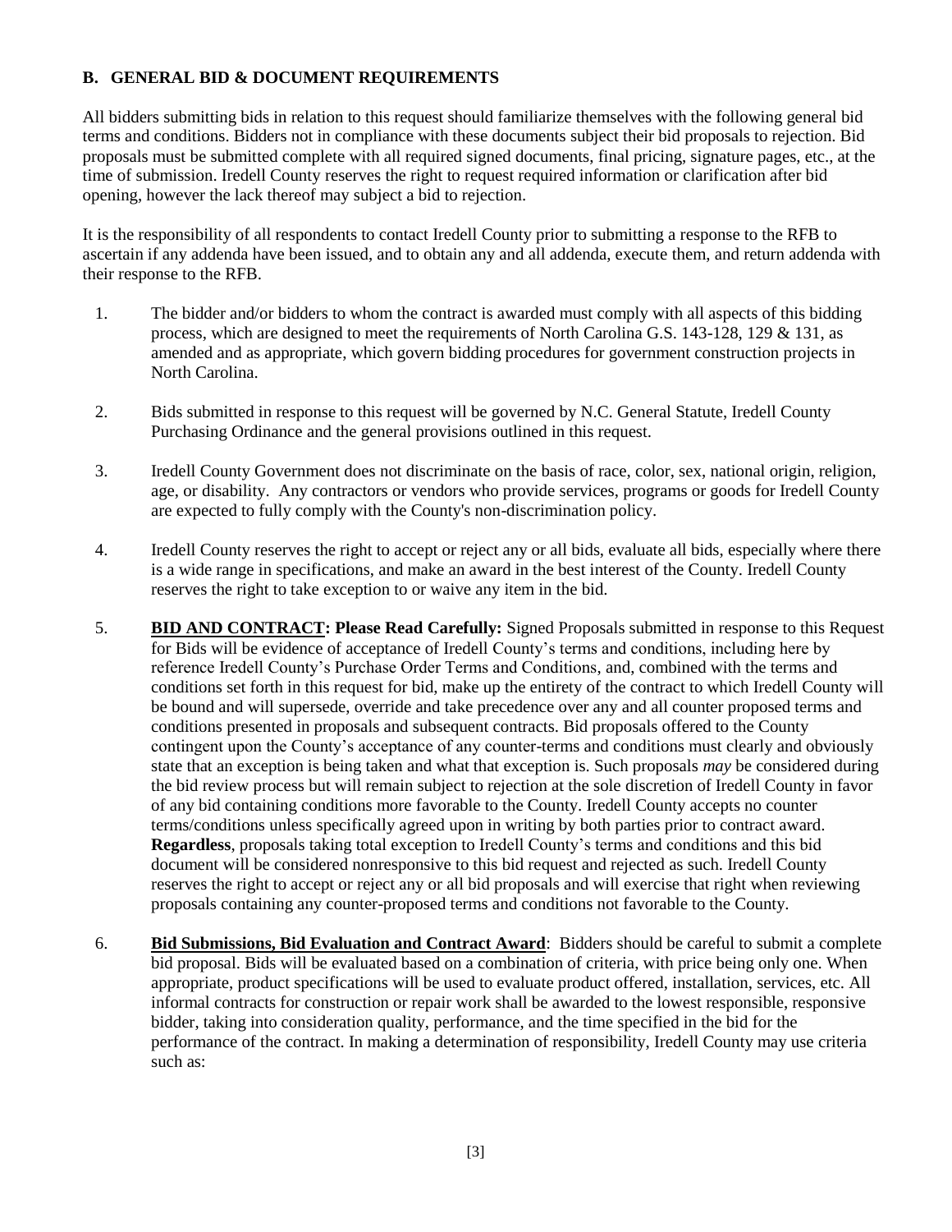## B. GENERAL BID & DOCUMENT REQUIREMENTS

All bidders submitting bids in relation to this request should familiarize themselves with the following general bid terms and conditions. Bidders not in compliance with these documents subject their bid proposals to rejection. Bid proposals must be submitted complete with all required signed documents, final pricing, signature pages, etc., at the time of submission. Iredell County reserves the right to request required information or clarification after bid opening, however the lack thereof may subject a bid to rejection.

It is the responsibility of all respondents to contact Iredell County prior to submitting a response to the RFB to ascertain if any addenda have been issued, and to obtain any and all addenda, execute them, and return addenda with their response to the RFB.

1. The bidder and/or bidders to whom the contract is awarded must comply with all aspects of this bidding process, which are designed to meet the requirements of North Carolina G.S. 143-128, 129 & 131, as amended and as appropriate, which govern bidding procedures for government construction projects in North Carolina.

2. Bids submitted in response to this request will be governed by N.C. General Statute, Iredell County Purchasing Ordinance and the general provisions outlined in this request.

3. Iredell County Government does not discriminate on the basis of race, color, sex, national origin, religion, age, or disability. Any contractors or vendors who provide services, programs or goods for Iredell County are expected to fully comply with the County's non-discrimination policy.

4. Iredell County reserves the right to accept or reject any or all bids, evaluate all bids, especially where there is a wide range in specifications, and make an award in the best interest of the County. Iredell County reserves the right to take exception to or waive any item in the bid.

5. **BID AND CONTRACT: Please Read Carefully:** Signed Proposals submitted in response to this Request for Bids will be evidence of acceptance of Iredell County's terms and conditions, including here by reference Iredell County's Purchase Order Terms and Conditions, and, combined with the terms and conditions set forth in this request for bid, make up the entirety of the contract to which Iredell County will be bound and will supersede, override and take precedence over any and all counter proposed terms and conditions presented in proposals and subsequent contracts. Bid proposals offered to the County contingent upon the County's acceptance of any counter-terms and conditions must clearly and obviously state that an exception is being taken and what that exception is. Such proposals *may* be considered during the bid review process but will remain subject to rejection at the sole discretion of Iredell County in favor of any bid containing conditions more favorable to the County. Iredell County accepts no counter terms/conditions unless specifically agreed upon in writing by both parties prior to contract award. **Regardless**, proposals taking total exception to Iredell County's terms and conditions and this bid document will be considered nonresponsive to this bid request and rejected as such. Iredell County reserves the right to accept or reject any or all bid proposals and will exercise that right when reviewing proposals containing any counter-proposed terms and conditions not favorable to the County.

6. **Bid Submissions, Bid Evaluation and Contract Award**: Bidders should be careful to submit a complete bid proposal. Bids will be evaluated based on a combination of criteria, with price being only one. When appropriate, product specifications will be used to evaluate product offered, installation, services, etc. All informal contracts for construction or repair work shall be awarded to the lowest responsible, responsive bidder, taking into consideration quality, performance, and the time specified in the bid for the performance of the contract. In making a determination of responsibility, Iredell County may use criteria such as: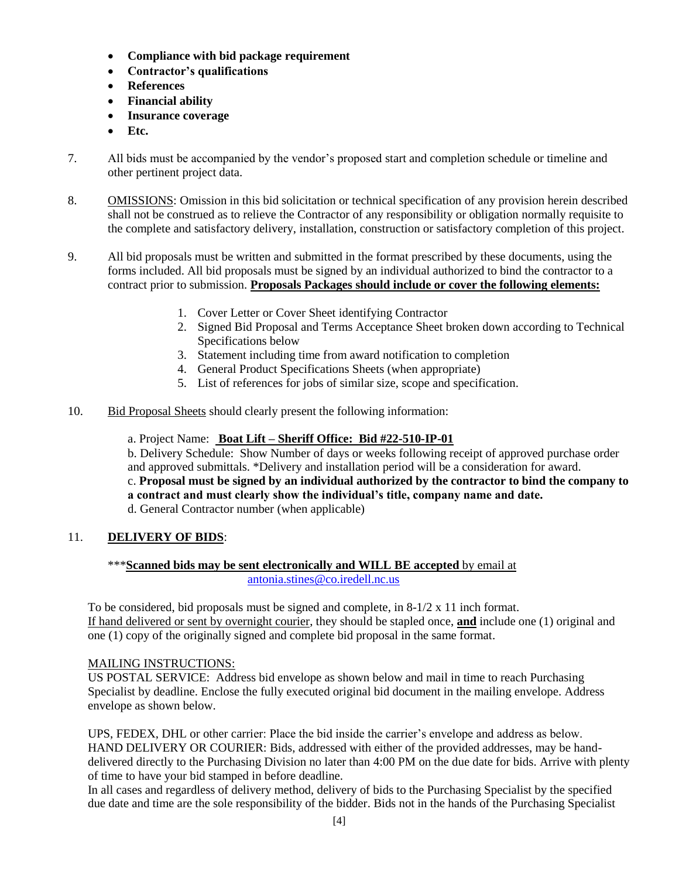- **Compliance with bid package requirement**
- **Contractor's qualifications**
- **References**
- **Financial ability**
- **Insurance coverage**
- **Etc.**

7. All bids must be accompanied by the vendor's proposed start and completion schedule or timeline and other pertinent project data.

8. OMISSIONS: Omission in this bid solicitation or technical specification of any provision herein described shall not be construed as to relieve the Contractor of any responsibility or obligation normally requisite to the complete and satisfactory delivery, installation, construction or satisfactory completion of this project.

9. All bid proposals must be written and submitted in the format prescribed by these documents, using the forms included. All bid proposals must be signed by an individual authorized to bind the contractor to a contract prior to submission. **Proposals Packages should include or cover the following elements:**

    1. Cover Letter or Cover Sheet identifying Contractor
    2. Signed Bid Proposal and Terms Acceptance Sheet broken down according to Technical Specifications below
    3. Statement including time from award notification to completion
    4. General Product Specifications Sheets (when appropriate)
    5. List of references for jobs of similar size, scope and specification.

10. Bid Proposal Sheets should clearly present the following information:

    a. Project Name: **Boat Lift – Sheriff Office: Bid #22-510-IP-01**
    b. Delivery Schedule: Show Number of days or weeks following receipt of approved purchase order and approved submittals. *Delivery and installation period will be a consideration for award.
    c. **Proposal must be signed by an individual authorized by the contractor to bind the company to a contract and must clearly show the individual's title, company name and date.**
    d. General Contractor number (when applicable)

11. **DELIVERY OF BIDS**:

***__**Scanned bids may be sent electronically and WILL BE accepted**__ by email at antonia.stines@co.iredell.nc.us

To be considered, bid proposals must be signed and complete, in 8-1/2 x 11 inch format.
If hand delivered or sent by overnight courier, they should be stapled once, **and** include one (1) original and one (1) copy of the originally signed and complete bid proposal in the same format.

MAILING INSTRUCTIONS:
US POSTAL SERVICE: Address bid envelope as shown below and mail in time to reach Purchasing Specialist by deadline. Enclose the fully executed original bid document in the mailing envelope. Address envelope as shown below.

UPS, FEDEX, DHL or other carrier: Place the bid inside the carrier's envelope and address as below.
HAND DELIVERY OR COURIER: Bids, addressed with either of the provided addresses, may be hand-delivered directly to the Purchasing Division no later than 4:00 PM on the due date for bids. Arrive with plenty of time to have your bid stamped in before deadline.
In all cases and regardless of delivery method, delivery of bids to the Purchasing Specialist by the specified due date and time are the sole responsibility of the bidder. Bids not in the hands of the Purchasing Specialist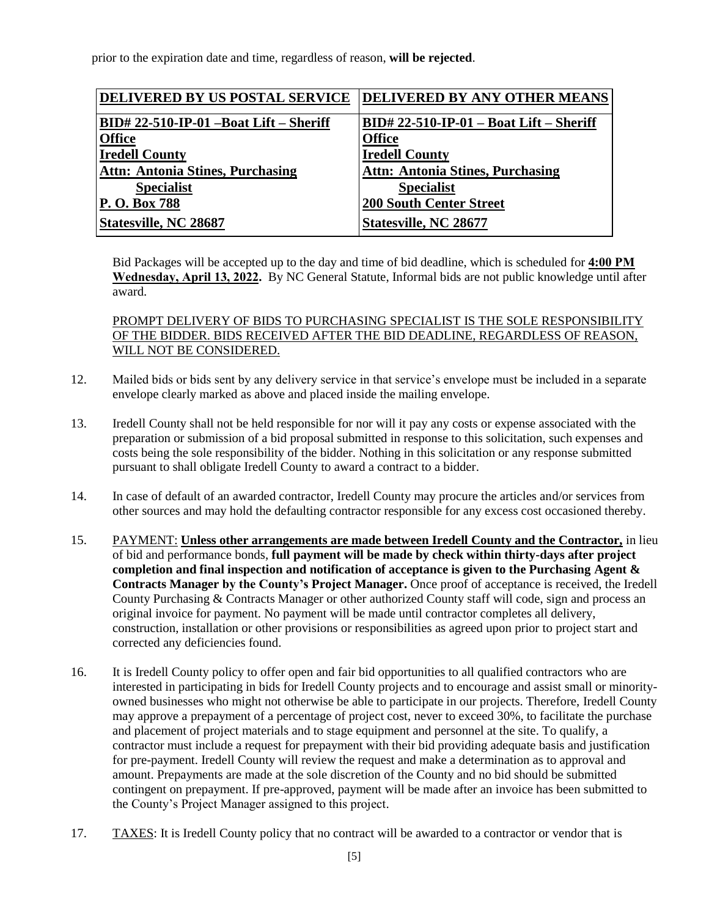prior to the expiration date and time, regardless of reason, **will be rejected**.

| DELIVERED BY US POSTAL SERVICE | DELIVERED BY ANY OTHER MEANS |
|---|---|
| **BID# 22-510-IP-01 –Boat Lift – Sheriff Office** | **BID# 22-510-IP-01 – Boat Lift – Sheriff Office** |
| **Iredell County** | **Iredell County** |
| **Attn: Antonia Stines, Purchasing Specialist** | **Attn: Antonia Stines, Purchasing Specialist** |
| **P. O. Box 788** | **200 South Center Street** |
| **Statesville, NC 28687** | **Statesville, NC 28677** |

Bid Packages will be accepted up to the day and time of bid deadline, which is scheduled for **4:00 PM Wednesday, April 13, 2022.** By NC General Statute, Informal bids are not public knowledge until after award.

PROMPT DELIVERY OF BIDS TO PURCHASING SPECIALIST IS THE SOLE RESPONSIBILITY OF THE BIDDER. BIDS RECEIVED AFTER THE BID DEADLINE, REGARDLESS OF REASON, WILL NOT BE CONSIDERED.

12. Mailed bids or bids sent by any delivery service in that service's envelope must be included in a separate envelope clearly marked as above and placed inside the mailing envelope.

13. Iredell County shall not be held responsible for nor will it pay any costs or expense associated with the preparation or submission of a bid proposal submitted in response to this solicitation, such expenses and costs being the sole responsibility of the bidder. Nothing in this solicitation or any response submitted pursuant to shall obligate Iredell County to award a contract to a bidder.

14. In case of default of an awarded contractor, Iredell County may procure the articles and/or services from other sources and may hold the defaulting contractor responsible for any excess cost occasioned thereby.

15. PAYMENT: **Unless other arrangements are made between Iredell County and the Contractor,** in lieu of bid and performance bonds, **full payment will be made by check within thirty-days after project completion and final inspection and notification of acceptance is given to the Purchasing Agent & Contracts Manager by the County's Project Manager.** Once proof of acceptance is received, the Iredell County Purchasing & Contracts Manager or other authorized County staff will code, sign and process an original invoice for payment. No payment will be made until contractor completes all delivery, construction, installation or other provisions or responsibilities as agreed upon prior to project start and corrected any deficiencies found.

16. It is Iredell County policy to offer open and fair bid opportunities to all qualified contractors who are interested in participating in bids for Iredell County projects and to encourage and assist small or minority-owned businesses who might not otherwise be able to participate in our projects. Therefore, Iredell County may approve a prepayment of a percentage of project cost, never to exceed 30%, to facilitate the purchase and placement of project materials and to stage equipment and personnel at the site. To qualify, a contractor must include a request for prepayment with their bid providing adequate basis and justification for pre-payment. Iredell County will review the request and make a determination as to approval and amount. Prepayments are made at the sole discretion of the County and no bid should be submitted contingent on prepayment. If pre-approved, payment will be made after an invoice has been submitted to the County's Project Manager assigned to this project.

17. TAXES: It is Iredell County policy that no contract will be awarded to a contractor or vendor that is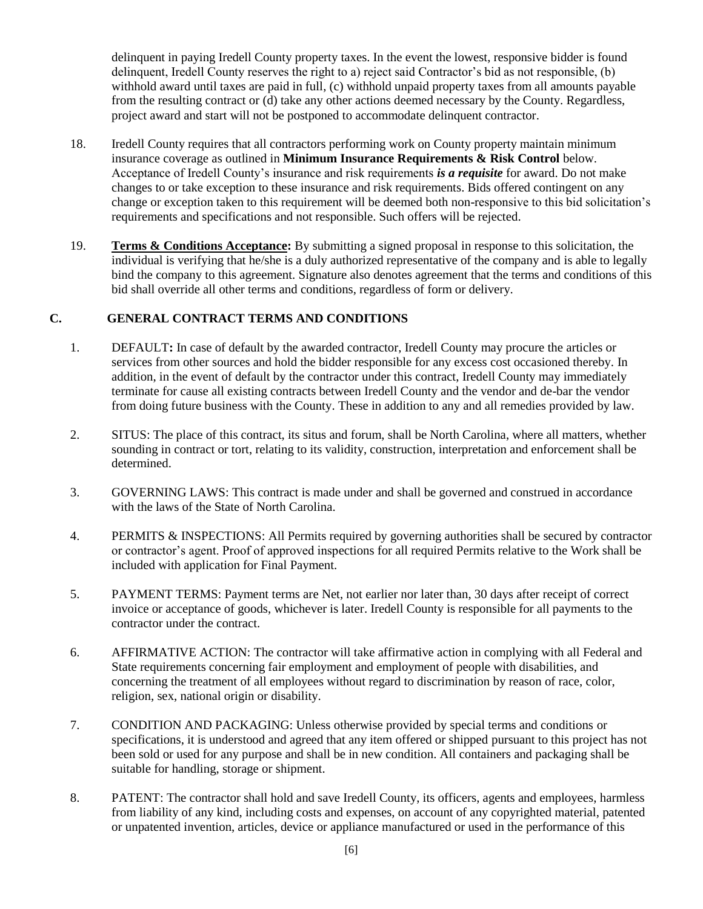delinquent in paying Iredell County property taxes. In the event the lowest, responsive bidder is found delinquent, Iredell County reserves the right to a) reject said Contractor's bid as not responsible, (b) withhold award until taxes are paid in full, (c) withhold unpaid property taxes from all amounts payable from the resulting contract or (d) take any other actions deemed necessary by the County. Regardless, project award and start will not be postponed to accommodate delinquent contractor.

18. Iredell County requires that all contractors performing work on County property maintain minimum insurance coverage as outlined in **Minimum Insurance Requirements & Risk Control** below. Acceptance of Iredell County's insurance and risk requirements ***is a requisite*** for award. Do not make changes to or take exception to these insurance and risk requirements. Bids offered contingent on any change or exception taken to this requirement will be deemed both non-responsive to this bid solicitation's requirements and specifications and not responsible. Such offers will be rejected.

19. **Terms & Conditions Acceptance:** By submitting a signed proposal in response to this solicitation, the individual is verifying that he/she is a duly authorized representative of the company and is able to legally bind the company to this agreement. Signature also denotes agreement that the terms and conditions of this bid shall override all other terms and conditions, regardless of form or delivery.

## C. GENERAL CONTRACT TERMS AND CONDITIONS

1. DEFAULT**:** In case of default by the awarded contractor, Iredell County may procure the articles or services from other sources and hold the bidder responsible for any excess cost occasioned thereby. In addition, in the event of default by the contractor under this contract, Iredell County may immediately terminate for cause all existing contracts between Iredell County and the vendor and de-bar the vendor from doing future business with the County. These in addition to any and all remedies provided by law.

2. SITUS: The place of this contract, its situs and forum, shall be North Carolina, where all matters, whether sounding in contract or tort, relating to its validity, construction, interpretation and enforcement shall be determined.

3. GOVERNING LAWS: This contract is made under and shall be governed and construed in accordance with the laws of the State of North Carolina.

4. PERMITS & INSPECTIONS: All Permits required by governing authorities shall be secured by contractor or contractor's agent. Proof of approved inspections for all required Permits relative to the Work shall be included with application for Final Payment.

5. PAYMENT TERMS: Payment terms are Net, not earlier nor later than, 30 days after receipt of correct invoice or acceptance of goods, whichever is later. Iredell County is responsible for all payments to the contractor under the contract.

6. AFFIRMATIVE ACTION: The contractor will take affirmative action in complying with all Federal and State requirements concerning fair employment and employment of people with disabilities, and concerning the treatment of all employees without regard to discrimination by reason of race, color, religion, sex, national origin or disability.

7. CONDITION AND PACKAGING: Unless otherwise provided by special terms and conditions or specifications, it is understood and agreed that any item offered or shipped pursuant to this project has not been sold or used for any purpose and shall be in new condition. All containers and packaging shall be suitable for handling, storage or shipment.

8. PATENT: The contractor shall hold and save Iredell County, its officers, agents and employees, harmless from liability of any kind, including costs and expenses, on account of any copyrighted material, patented or unpatented invention, articles, device or appliance manufactured or used in the performance of this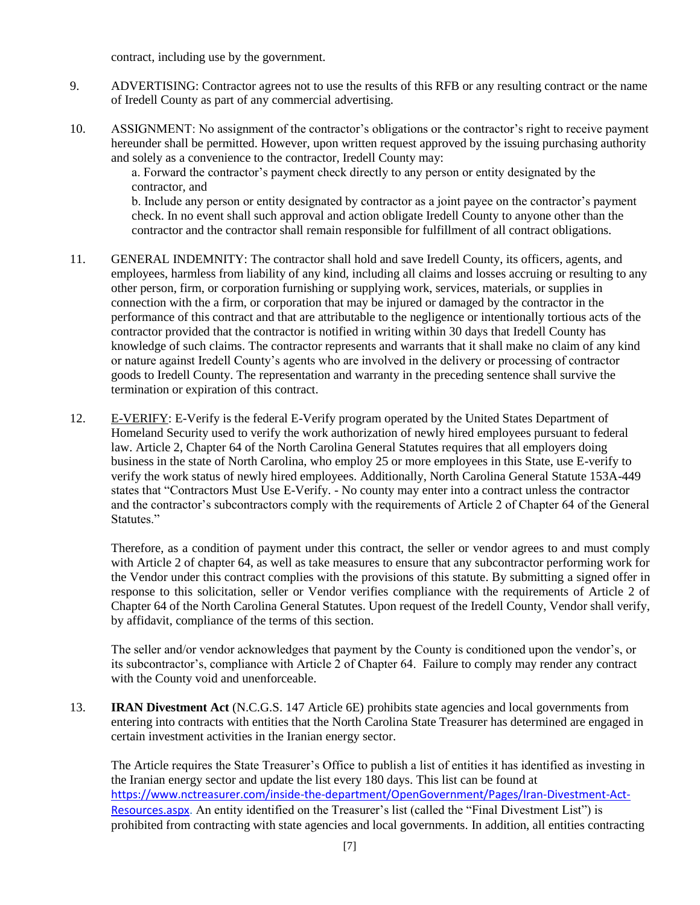contract, including use by the government.

9. ADVERTISING: Contractor agrees not to use the results of this RFB or any resulting contract or the name of Iredell County as part of any commercial advertising.

10. ASSIGNMENT: No assignment of the contractor's obligations or the contractor's right to receive payment hereunder shall be permitted. However, upon written request approved by the issuing purchasing authority and solely as a convenience to the contractor, Iredell County may:

    a. Forward the contractor's payment check directly to any person or entity designated by the contractor, and

    b. Include any person or entity designated by contractor as a joint payee on the contractor's payment check. In no event shall such approval and action obligate Iredell County to anyone other than the contractor and the contractor shall remain responsible for fulfillment of all contract obligations.

11. GENERAL INDEMNITY: The contractor shall hold and save Iredell County, its officers, agents, and employees, harmless from liability of any kind, including all claims and losses accruing or resulting to any other person, firm, or corporation furnishing or supplying work, services, materials, or supplies in connection with the a firm, or corporation that may be injured or damaged by the contractor in the performance of this contract and that are attributable to the negligence or intentionally tortious acts of the contractor provided that the contractor is notified in writing within 30 days that Iredell County has knowledge of such claims. The contractor represents and warrants that it shall make no claim of any kind or nature against Iredell County's agents who are involved in the delivery or processing of contractor goods to Iredell County. The representation and warranty in the preceding sentence shall survive the termination or expiration of this contract.

12. E-VERIFY: E-Verify is the federal E-Verify program operated by the United States Department of Homeland Security used to verify the work authorization of newly hired employees pursuant to federal law. Article 2, Chapter 64 of the North Carolina General Statutes requires that all employers doing business in the state of North Carolina, who employ 25 or more employees in this State, use E-verify to verify the work status of newly hired employees. Additionally, North Carolina General Statute 153A-449 states that "Contractors Must Use E-Verify. - No county may enter into a contract unless the contractor and the contractor's subcontractors comply with the requirements of Article 2 of Chapter 64 of the General Statutes."

    Therefore, as a condition of payment under this contract, the seller or vendor agrees to and must comply with Article 2 of chapter 64, as well as take measures to ensure that any subcontractor performing work for the Vendor under this contract complies with the provisions of this statute. By submitting a signed offer in response to this solicitation, seller or Vendor verifies compliance with the requirements of Article 2 of Chapter 64 of the North Carolina General Statutes. Upon request of the Iredell County, Vendor shall verify, by affidavit, compliance of the terms of this section.

    The seller and/or vendor acknowledges that payment by the County is conditioned upon the vendor's, or its subcontractor's, compliance with Article 2 of Chapter 64. Failure to comply may render any contract with the County void and unenforceable.

13. **IRAN Divestment Act** (N.C.G.S. 147 Article 6E) prohibits state agencies and local governments from entering into contracts with entities that the North Carolina State Treasurer has determined are engaged in certain investment activities in the Iranian energy sector.

    The Article requires the State Treasurer's Office to publish a list of entities it has identified as investing in the Iranian energy sector and update the list every 180 days. This list can be found at https://www.nctreasurer.com/inside-the-department/OpenGovernment/Pages/Iran-Divestment-Act-Resources.aspx. An entity identified on the Treasurer's list (called the "Final Divestment List") is prohibited from contracting with state agencies and local governments. In addition, all entities contracting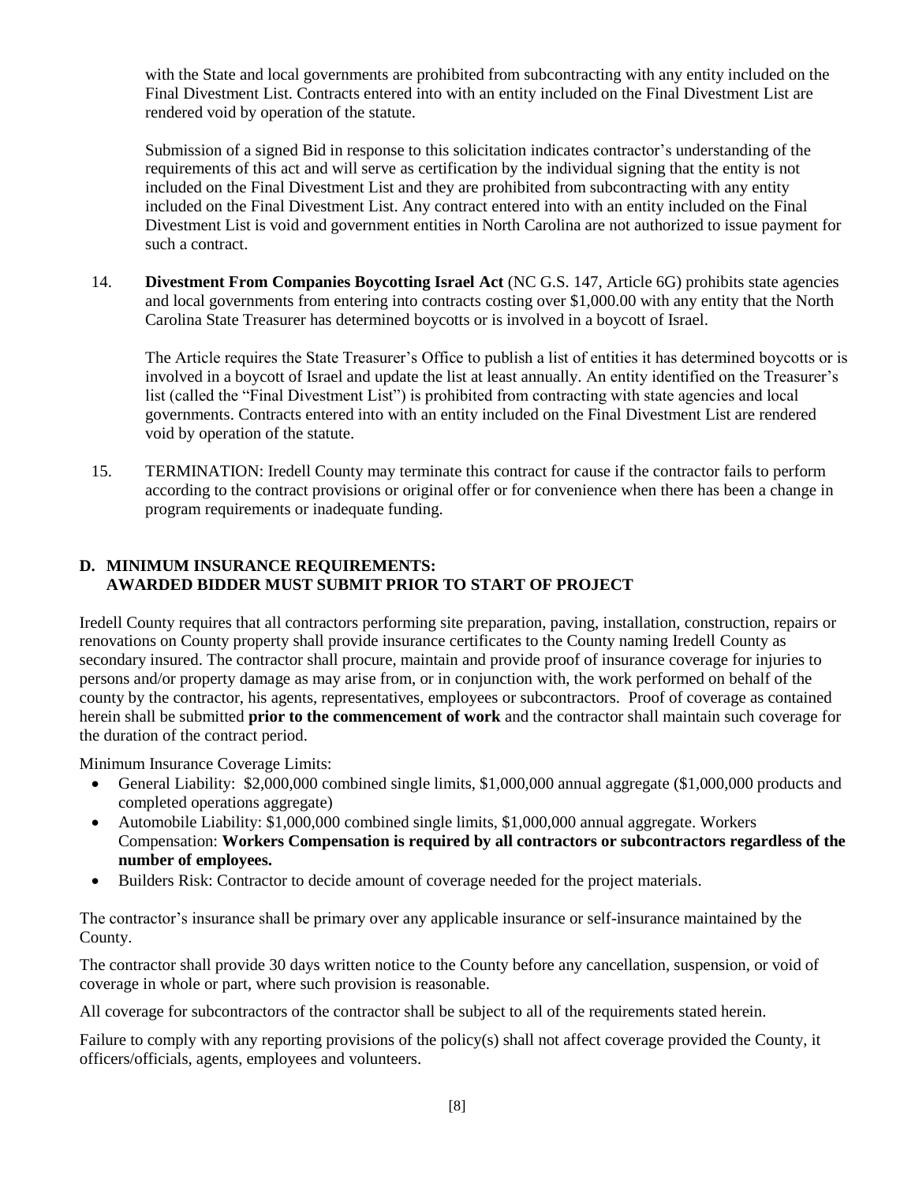with the State and local governments are prohibited from subcontracting with any entity included on the Final Divestment List. Contracts entered into with an entity included on the Final Divestment List are rendered void by operation of the statute.

Submission of a signed Bid in response to this solicitation indicates contractor's understanding of the requirements of this act and will serve as certification by the individual signing that the entity is not included on the Final Divestment List and they are prohibited from subcontracting with any entity included on the Final Divestment List. Any contract entered into with an entity included on the Final Divestment List is void and government entities in North Carolina are not authorized to issue payment for such a contract.

14. **Divestment From Companies Boycotting Israel Act** (NC G.S. 147, Article 6G) prohibits state agencies and local governments from entering into contracts costing over $1,000.00 with any entity that the North Carolina State Treasurer has determined boycotts or is involved in a boycott of Israel.

    The Article requires the State Treasurer's Office to publish a list of entities it has determined boycotts or is involved in a boycott of Israel and update the list at least annually. An entity identified on the Treasurer's list (called the "Final Divestment List") is prohibited from contracting with state agencies and local governments. Contracts entered into with an entity included on the Final Divestment List are rendered void by operation of the statute.

15. TERMINATION: Iredell County may terminate this contract for cause if the contractor fails to perform according to the contract provisions or original offer or for convenience when there has been a change in program requirements or inadequate funding.

## D. MINIMUM INSURANCE REQUIREMENTS: AWARDED BIDDER MUST SUBMIT PRIOR TO START OF PROJECT

Iredell County requires that all contractors performing site preparation, paving, installation, construction, repairs or renovations on County property shall provide insurance certificates to the County naming Iredell County as secondary insured. The contractor shall procure, maintain and provide proof of insurance coverage for injuries to persons and/or property damage as may arise from, or in conjunction with, the work performed on behalf of the county by the contractor, his agents, representatives, employees or subcontractors. Proof of coverage as contained herein shall be submitted **prior to the commencement of work** and the contractor shall maintain such coverage for the duration of the contract period.

Minimum Insurance Coverage Limits:

- General Liability: $2,000,000 combined single limits, $1,000,000 annual aggregate ($1,000,000 products and completed operations aggregate)
- Automobile Liability: $1,000,000 combined single limits, $1,000,000 annual aggregate. Workers Compensation: **Workers Compensation is required by all contractors or subcontractors regardless of the number of employees.**
- Builders Risk: Contractor to decide amount of coverage needed for the project materials.

The contractor's insurance shall be primary over any applicable insurance or self-insurance maintained by the County.

The contractor shall provide 30 days written notice to the County before any cancellation, suspension, or void of coverage in whole or part, where such provision is reasonable.

All coverage for subcontractors of the contractor shall be subject to all of the requirements stated herein.

Failure to comply with any reporting provisions of the policy(s) shall not affect coverage provided the County, it officers/officials, agents, employees and volunteers.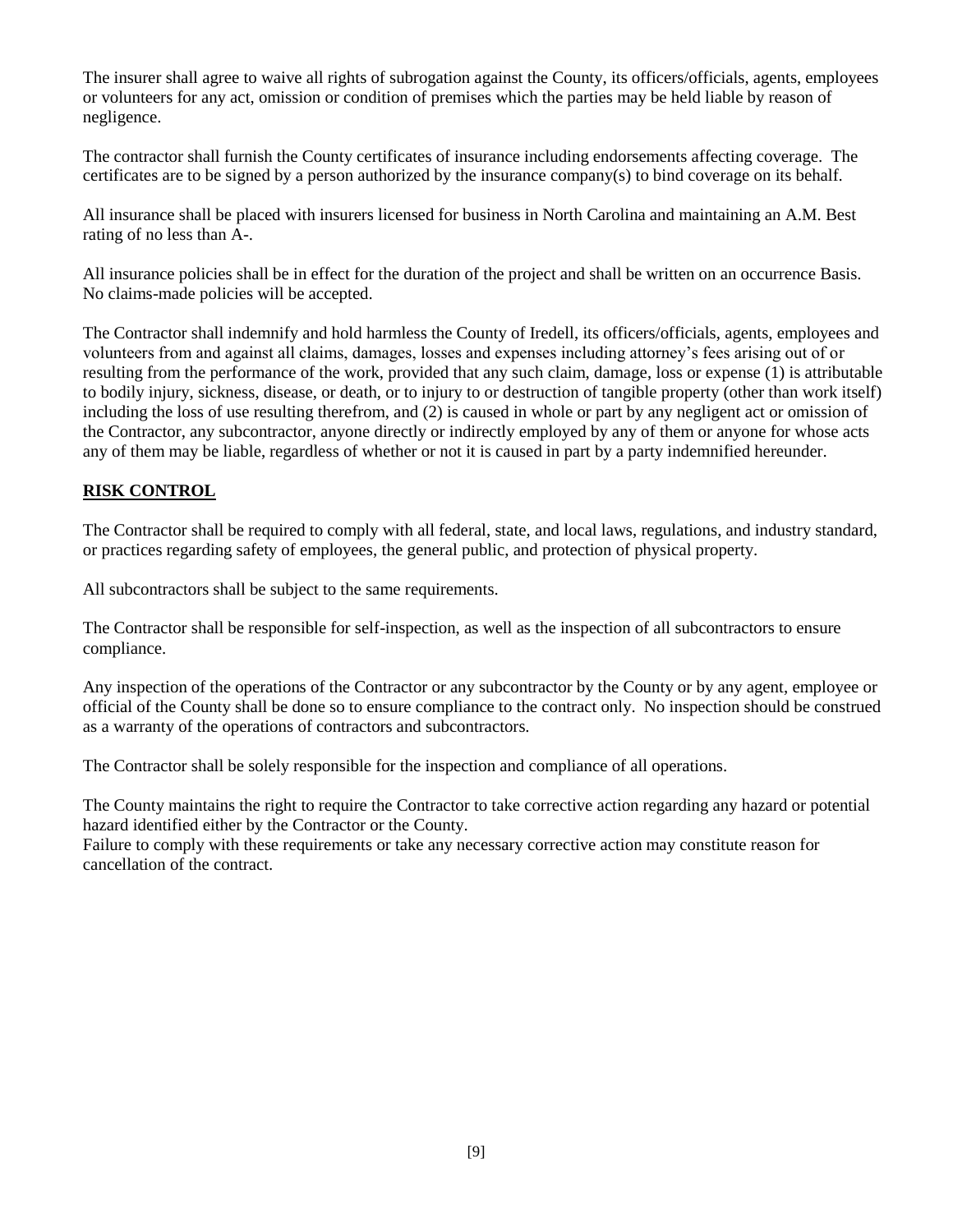The insurer shall agree to waive all rights of subrogation against the County, its officers/officials, agents, employees or volunteers for any act, omission or condition of premises which the parties may be held liable by reason of negligence.

The contractor shall furnish the County certificates of insurance including endorsements affecting coverage. The certificates are to be signed by a person authorized by the insurance company(s) to bind coverage on its behalf.

All insurance shall be placed with insurers licensed for business in North Carolina and maintaining an A.M. Best rating of no less than A-.

All insurance policies shall be in effect for the duration of the project and shall be written on an occurrence Basis. No claims-made policies will be accepted.

The Contractor shall indemnify and hold harmless the County of Iredell, its officers/officials, agents, employees and volunteers from and against all claims, damages, losses and expenses including attorney's fees arising out of or resulting from the performance of the work, provided that any such claim, damage, loss or expense (1) is attributable to bodily injury, sickness, disease, or death, or to injury to or destruction of tangible property (other than work itself) including the loss of use resulting therefrom, and (2) is caused in whole or part by any negligent act or omission of the Contractor, any subcontractor, anyone directly or indirectly employed by any of them or anyone for whose acts any of them may be liable, regardless of whether or not it is caused in part by a party indemnified hereunder.

## RISK CONTROL

The Contractor shall be required to comply with all federal, state, and local laws, regulations, and industry standard, or practices regarding safety of employees, the general public, and protection of physical property.

All subcontractors shall be subject to the same requirements.

The Contractor shall be responsible for self-inspection, as well as the inspection of all subcontractors to ensure compliance.

Any inspection of the operations of the Contractor or any subcontractor by the County or by any agent, employee or official of the County shall be done so to ensure compliance to the contract only. No inspection should be construed as a warranty of the operations of contractors and subcontractors.

The Contractor shall be solely responsible for the inspection and compliance of all operations.

The County maintains the right to require the Contractor to take corrective action regarding any hazard or potential hazard identified either by the Contractor or the County.
Failure to comply with these requirements or take any necessary corrective action may constitute reason for cancellation of the contract.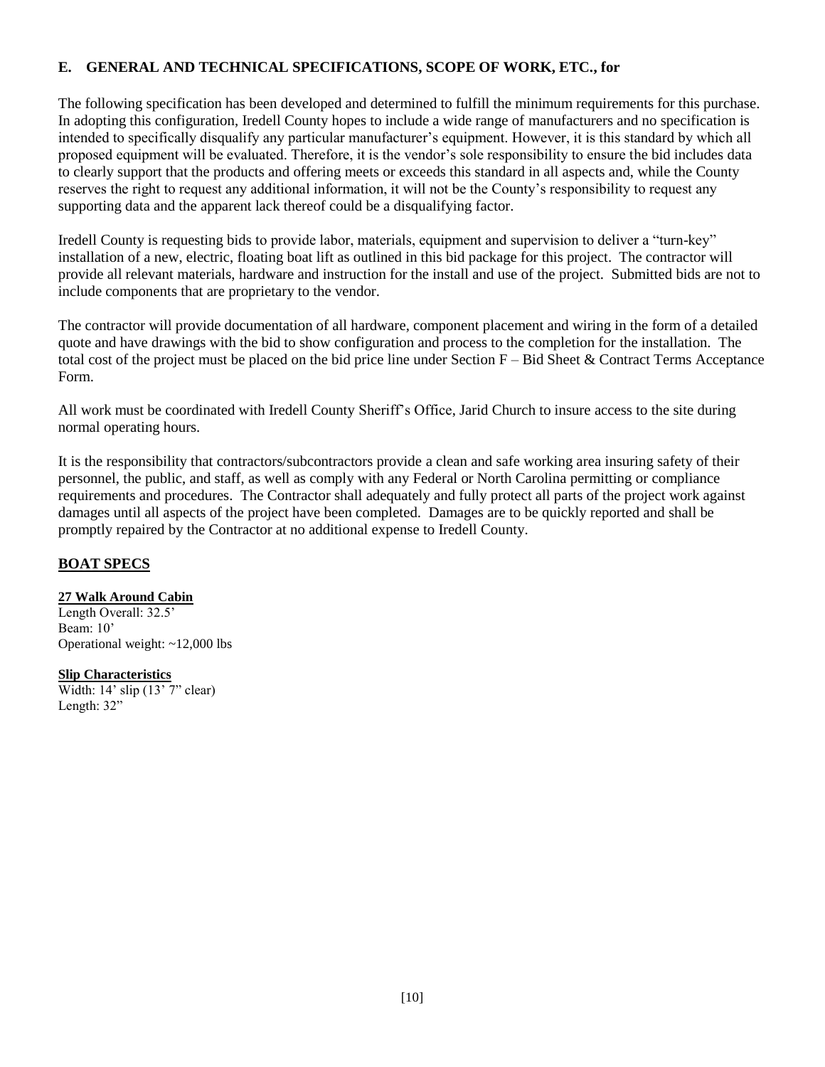## E. GENERAL AND TECHNICAL SPECIFICATIONS, SCOPE OF WORK, ETC., for

The following specification has been developed and determined to fulfill the minimum requirements for this purchase. In adopting this configuration, Iredell County hopes to include a wide range of manufacturers and no specification is intended to specifically disqualify any particular manufacturer's equipment. However, it is this standard by which all proposed equipment will be evaluated. Therefore, it is the vendor's sole responsibility to ensure the bid includes data to clearly support that the products and offering meets or exceeds this standard in all aspects and, while the County reserves the right to request any additional information, it will not be the County's responsibility to request any supporting data and the apparent lack thereof could be a disqualifying factor.

Iredell County is requesting bids to provide labor, materials, equipment and supervision to deliver a "turn-key" installation of a new, electric, floating boat lift as outlined in this bid package for this project. The contractor will provide all relevant materials, hardware and instruction for the install and use of the project. Submitted bids are not to include components that are proprietary to the vendor.

The contractor will provide documentation of all hardware, component placement and wiring in the form of a detailed quote and have drawings with the bid to show configuration and process to the completion for the installation. The total cost of the project must be placed on the bid price line under Section F – Bid Sheet & Contract Terms Acceptance Form.

All work must be coordinated with Iredell County Sheriff's Office, Jarid Church to insure access to the site during normal operating hours.

It is the responsibility that contractors/subcontractors provide a clean and safe working area insuring safety of their personnel, the public, and staff, as well as comply with any Federal or North Carolina permitting or compliance requirements and procedures. The Contractor shall adequately and fully protect all parts of the project work against damages until all aspects of the project have been completed. Damages are to be quickly reported and shall be promptly repaired by the Contractor at no additional expense to Iredell County.

## BOAT SPECS

**27 Walk Around Cabin**
Length Overall: 32.5'
Beam: 10'
Operational weight: ~12,000 lbs

**Slip Characteristics**
Width: 14' slip (13' 7" clear)
Length: 32"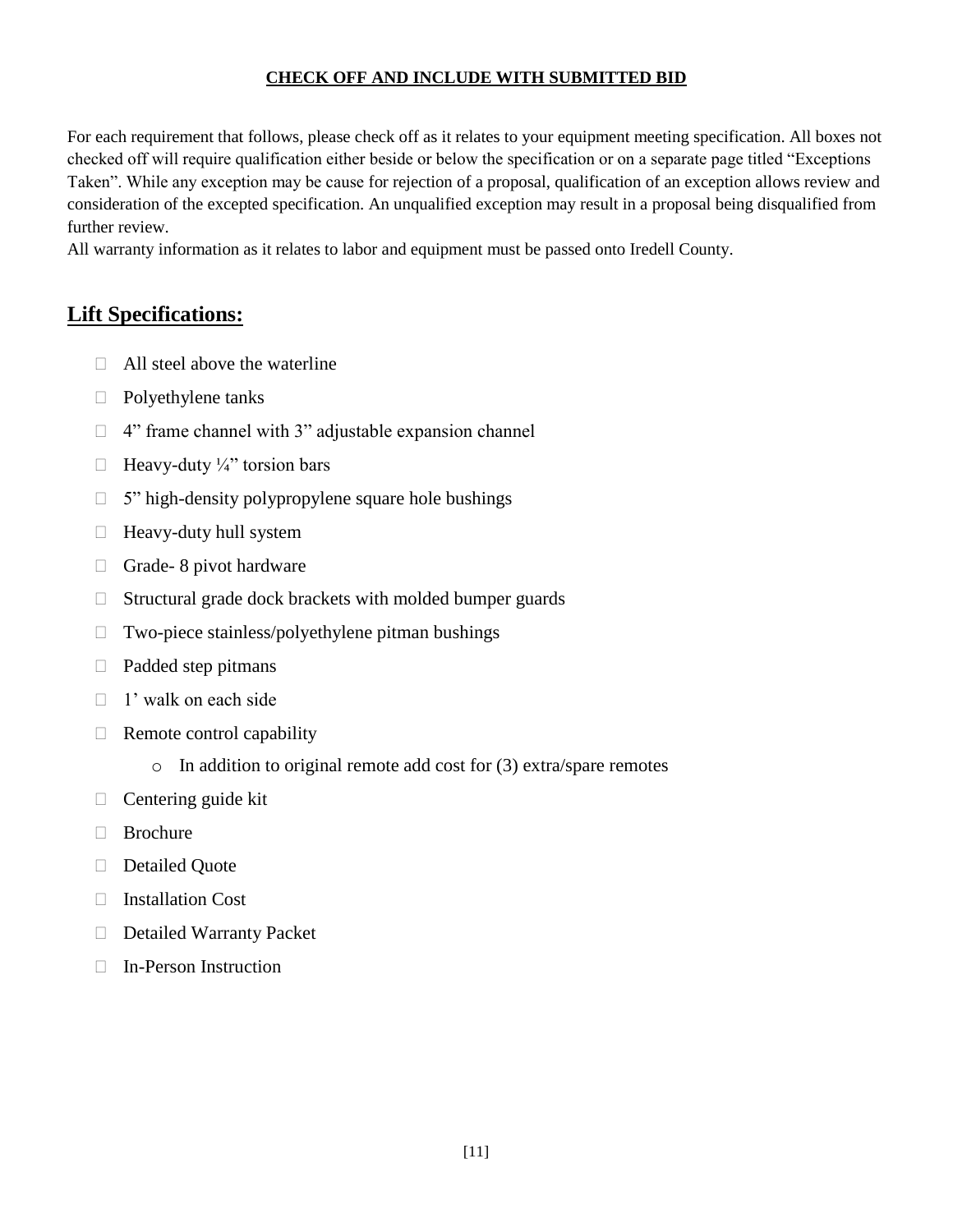**CHECK OFF AND INCLUDE WITH SUBMITTED BID**

For each requirement that follows, please check off as it relates to your equipment meeting specification. All boxes not checked off will require qualification either beside or below the specification or on a separate page titled "Exceptions Taken". While any exception may be cause for rejection of a proposal, qualification of an exception allows review and consideration of the excepted specification. An unqualified exception may result in a proposal being disqualified from further review.
All warranty information as it relates to labor and equipment must be passed onto Iredell County.

## Lift Specifications:

- ☐ All steel above the waterline
- ☐ Polyethylene tanks
- ☐ 4" frame channel with 3" adjustable expansion channel
- ☐ Heavy-duty ¼" torsion bars
- ☐ 5" high-density polypropylene square hole bushings
- ☐ Heavy-duty hull system
- ☐ Grade- 8 pivot hardware
- ☐ Structural grade dock brackets with molded bumper guards
- ☐ Two-piece stainless/polyethylene pitman bushings
- ☐ Padded step pitmans
- ☐ 1' walk on each side
- ☐ Remote control capability
    - In addition to original remote add cost for (3) extra/spare remotes
- ☐ Centering guide kit
- ☐ Brochure
- ☐ Detailed Quote
- ☐ Installation Cost
- ☐ Detailed Warranty Packet
- ☐ In-Person Instruction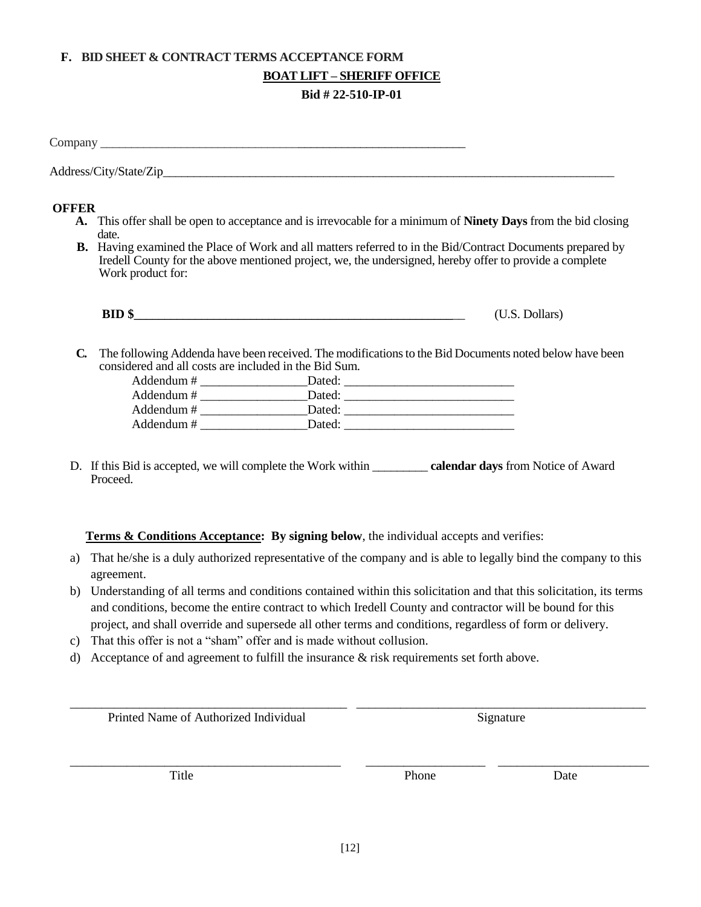## F. BID SHEET & CONTRACT TERMS ACCEPTANCE FORM

**BOAT LIFT – SHERIFF OFFICE**

**Bid # 22-510-IP-01**

Company _______________________________________________________________

Address/City/State/Zip_______________________________________________________________________________

**OFFER**

**A.** This offer shall be open to acceptance and is irrevocable for a minimum of **Ninety Days** from the bid closing date.

**B.** Having examined the Place of Work and all matters referred to in the Bid/Contract Documents prepared by Iredell County for the above mentioned project, we, the undersigned, hereby offer to provide a complete Work product for:

**BID $_______________________________________________________** (U.S. Dollars)

**C.** The following Addenda have been received. The modifications to the Bid Documents noted below have been considered and all costs are included in the Bid Sum.

Addendum # _________________Dated: ___________________________
Addendum # _________________Dated: ___________________________
Addendum # _________________Dated: ___________________________
Addendum # _________________Dated: ___________________________

D. If this Bid is accepted, we will complete the Work within _________ **calendar days** from Notice of Award Proceed.

**Terms & Conditions Acceptance: By signing below**, the individual accepts and verifies:

a) That he/she is a duly authorized representative of the company and is able to legally bind the company to this agreement.
b) Understanding of all terms and conditions contained within this solicitation and that this solicitation, its terms and conditions, become the entire contract to which Iredell County and contractor will be bound for this project, and shall override and supersede all other terms and conditions, regardless of form or delivery.
c) That this offer is not a "sham" offer and is made without collusion.
d) Acceptance of and agreement to fulfill the insurance & risk requirements set forth above.

_______________________________________________ _______________________________________________
Printed Name of Authorized Individual Signature

_______________________________________________ ____________________ _________________________
Title Phone Date